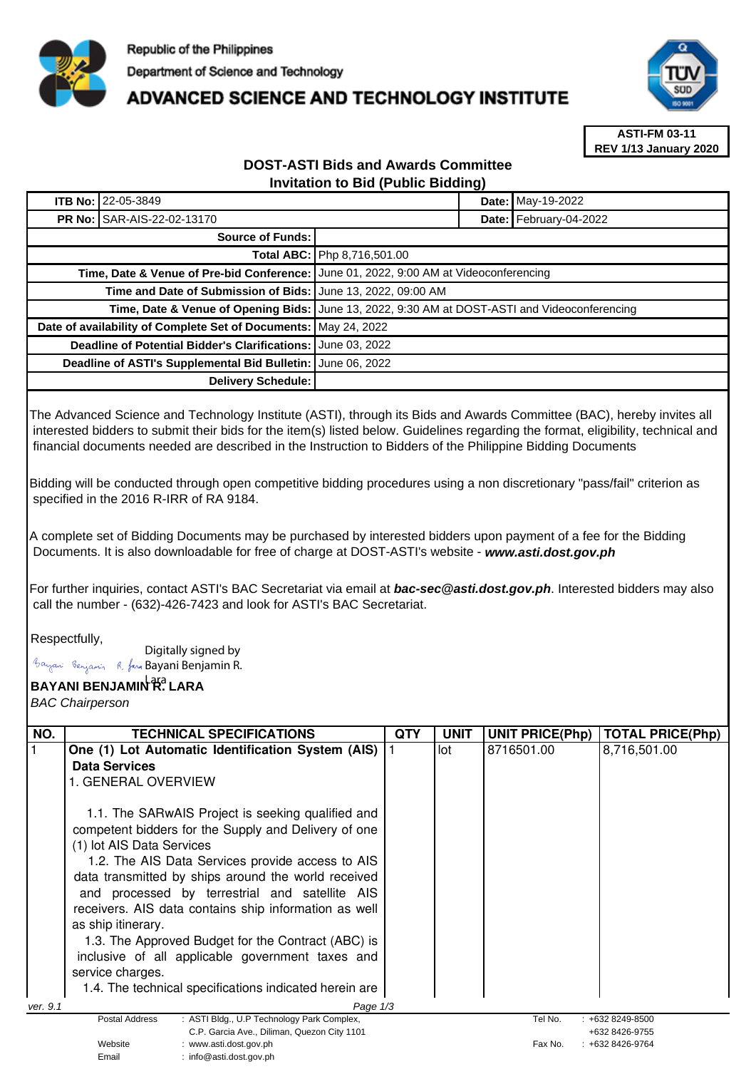Republic of the Philippines

Department of Science and Technology

# ADVANCED SCIENCE AND TECHNOLOGY INSTITUTE

**ASTI-FM 03-11**
**REV 1/13 January 2020**

## DOST-ASTI Bids and Awards Committee
## Invitation to Bid (Public Bidding)

| | | | |
|---|---|---|---|
| **ITB No:** | 22-05-3849 | **Date:** | May-19-2022 |
| **PR No:** | SAR-AIS-22-02-13170 | **Date:** | February-04-2022 |

| | |
|---|---|
| **Source of Funds:** | |
| **Total ABC:** | Php 8,716,501.00 |
| **Time, Date & Venue of Pre-bid Conference:** | June 01, 2022, 9:00 AM at Videoconferencing |
| **Time and Date of Submission of Bids:** | June 13, 2022, 09:00 AM |
| **Time, Date & Venue of Opening Bids:** | June 13, 2022, 9:30 AM at DOST-ASTI and Videoconferencing |
| **Date of availability of Complete Set of Documents:** | May 24, 2022 |
| **Deadline of Potential Bidder's Clarifications:** | June 03, 2022 |
| **Deadline of ASTI's Supplemental Bid Bulletin:** | June 06, 2022 |
| **Delivery Schedule:** | |

The Advanced Science and Technology Institute (ASTI), through its Bids and Awards Committee (BAC), hereby invites all interested bidders to submit their bids for the item(s) listed below. Guidelines regarding the format, eligibility, technical and financial documents needed are described in the Instruction to Bidders of the Philippine Bidding Documents

Bidding will be conducted through open competitive bidding procedures using a non discretionary "pass/fail" criterion as specified in the 2016 R-IRR of RA 9184.

A complete set of Bidding Documents may be purchased by interested bidders upon payment of a fee for the Bidding Documents. It is also downloadable for free of charge at DOST-ASTI's website - ***www.asti.dost.gov.ph***

For further inquiries, contact ASTI's BAC Secretariat via email at ***bac-sec@asti.dost.gov.ph***. Interested bidders may also call the number - (632)-426-7423 and look for ASTI's BAC Secretariat.

Respectfully,

Digitally signed by Bayani Benjamin R. Lara

**BAYANI BENJAMIN R. LARA**
*BAC Chairperson*

| NO. | TECHNICAL SPECIFICATIONS | QTY | UNIT | UNIT PRICE(Php) | TOTAL PRICE(Php) |
|---|---|---|---|---|---|
| 1 | **One (1) Lot Automatic Identification System (AIS) Data Services**<br>1. GENERAL OVERVIEW<br><br>1.1. The SARwAIS Project is seeking qualified and competent bidders for the Supply and Delivery of one (1) lot AIS Data Services<br>1.2. The AIS Data Services provide access to AIS data transmitted by ships around the world received and processed by terrestrial and satellite AIS receivers. AIS data contains ship information as well as ship itinerary.<br>1.3. The Approved Budget for the Contract (ABC) is inclusive of all applicable government taxes and service charges.<br>1.4. The technical specifications indicated herein are | 1 | lot | 8716501.00 | 8,716,501.00 |

ver. 9.1

| | | | |
|---|---|---|---|
| Postal Address | : ASTI Bldg., U.P Technology Park Complex, C.P. Garcia Ave., Diliman, Quezon City 1101 | Tel No. | : +632 8249-8500 +632 8426-9755 |
| Website | : www.asti.dost.gov.ph | Fax No. | : +632 8426-9764 |
| Email | : info@asti.dost.gov.ph | | |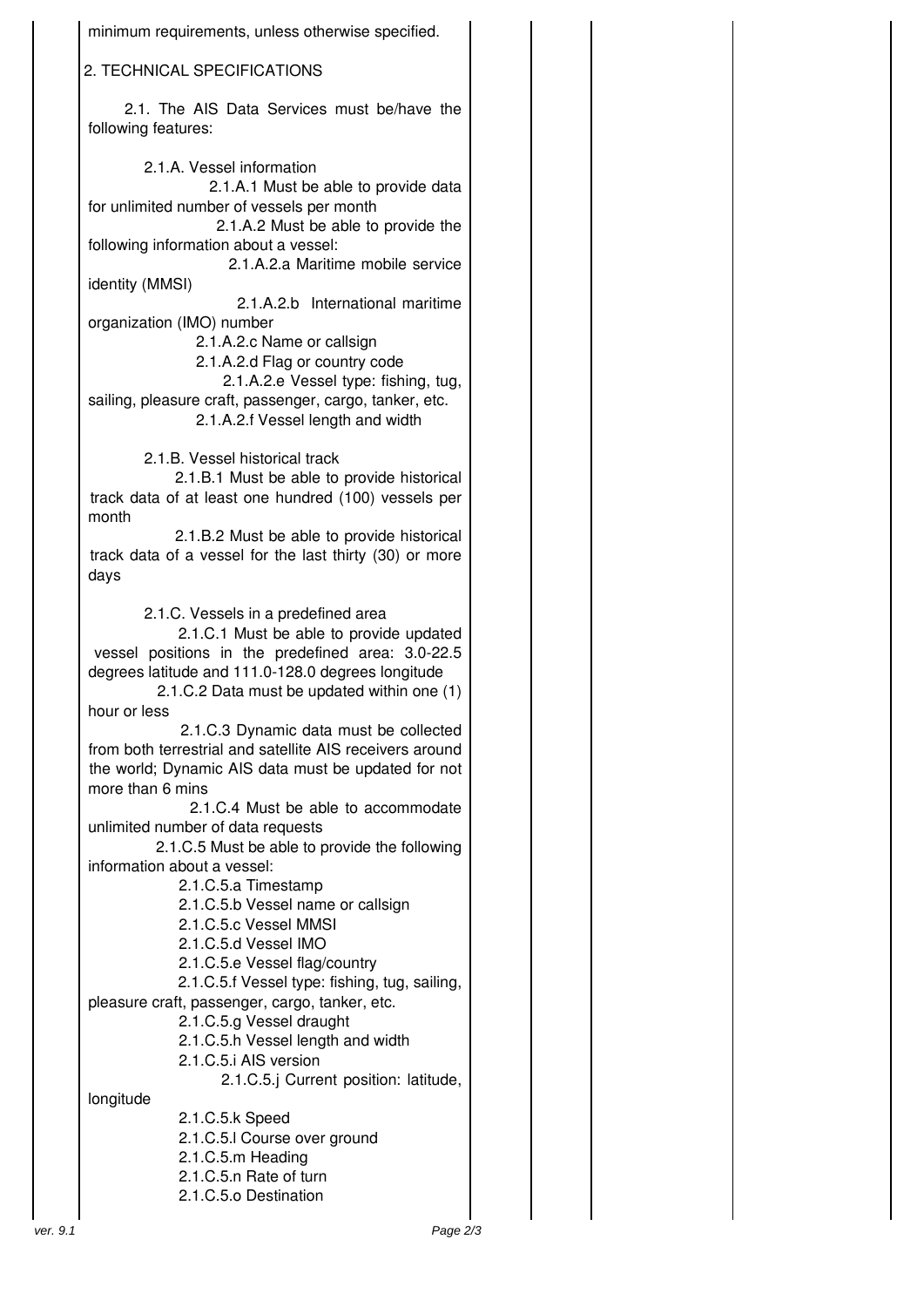minimum requirements, unless otherwise specified.

## 2. TECHNICAL SPECIFICATIONS

2.1. The AIS Data Services must be/have the following features:

2.1.A. Vessel information

- 2.1.A.1 Must be able to provide data for unlimited number of vessels per month
- 2.1.A.2 Must be able to provide the following information about a vessel:
  - 2.1.A.2.a Maritime mobile service identity (MMSI)
  - 2.1.A.2.b International maritime organization (IMO) number
  - 2.1.A.2.c Name or callsign
  - 2.1.A.2.d Flag or country code
  - 2.1.A.2.e Vessel type: fishing, tug, sailing, pleasure craft, passenger, cargo, tanker, etc.
  - 2.1.A.2.f Vessel length and width

2.1.B. Vessel historical track

- 2.1.B.1 Must be able to provide historical track data of at least one hundred (100) vessels per month
- 2.1.B.2 Must be able to provide historical track data of a vessel for the last thirty (30) or more days

2.1.C. Vessels in a predefined area

- 2.1.C.1 Must be able to provide updated vessel positions in the predefined area: 3.0-22.5 degrees latitude and 111.0-128.0 degrees longitude
- 2.1.C.2 Data must be updated within one (1) hour or less
- 2.1.C.3 Dynamic data must be collected from both terrestrial and satellite AIS receivers around the world; Dynamic AIS data must be updated for not more than 6 mins
- 2.1.C.4 Must be able to accommodate unlimited number of data requests
- 2.1.C.5 Must be able to provide the following information about a vessel:
  - 2.1.C.5.a Timestamp
  - 2.1.C.5.b Vessel name or callsign
  - 2.1.C.5.c Vessel MMSI
  - 2.1.C.5.d Vessel IMO
  - 2.1.C.5.e Vessel flag/country
  - 2.1.C.5.f Vessel type: fishing, tug, sailing, pleasure craft, passenger, cargo, tanker, etc.
  - 2.1.C.5.g Vessel draught
  - 2.1.C.5.h Vessel length and width
  - 2.1.C.5.i AIS version
  - 2.1.C.5.j Current position: latitude, longitude
  - 2.1.C.5.k Speed
  - 2.1.C.5.l Course over ground
  - 2.1.C.5.m Heading
  - 2.1.C.5.n Rate of turn
  - 2.1.C.5.o Destination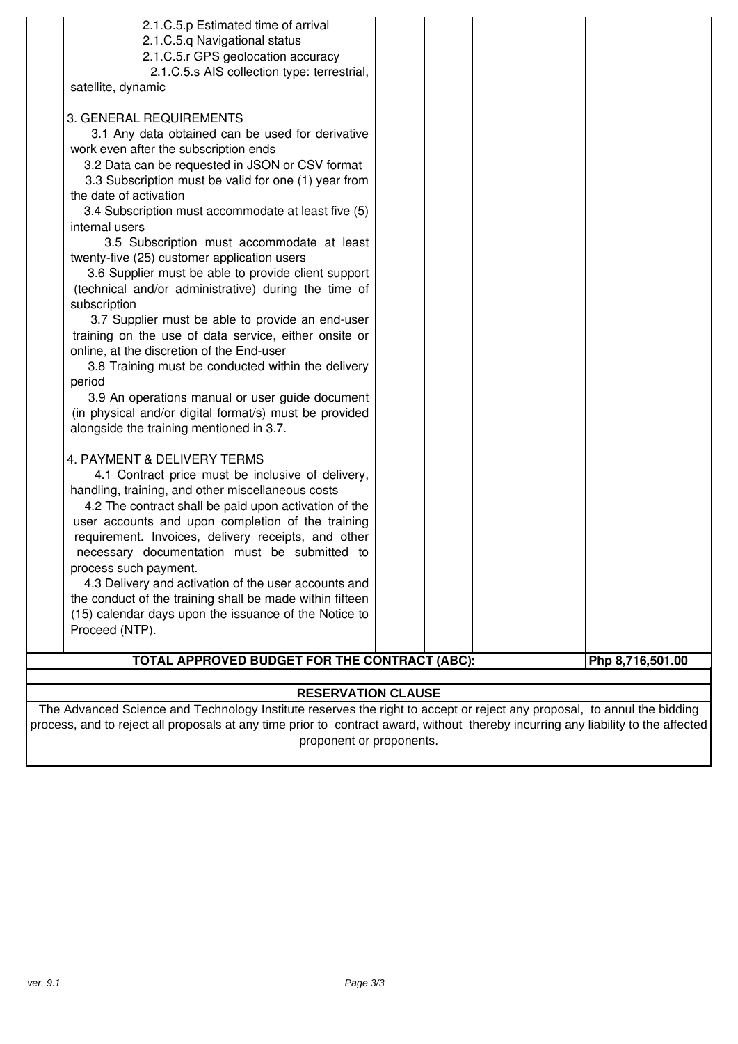| | | | | |
|---|---|---|---|---|
| 2.1.C.5.p Estimated time of arrival<br>2.1.C.5.q Navigational status<br>2.1.C.5.r GPS geolocation accuracy<br>2.1.C.5.s AIS collection type: terrestrial, satellite, dynamic<br><br>3. GENERAL REQUIREMENTS<br>3.1 Any data obtained can be used for derivative work even after the subscription ends<br>3.2 Data can be requested in JSON or CSV format<br>3.3 Subscription must be valid for one (1) year from the date of activation<br>3.4 Subscription must accommodate at least five (5) internal users<br>3.5 Subscription must accommodate at least twenty-five (25) customer application users<br>3.6 Supplier must be able to provide client support (technical and/or administrative) during the time of subscription<br>3.7 Supplier must be able to provide an end-user training on the use of data service, either onsite or online, at the discretion of the End-user<br>3.8 Training must be conducted within the delivery period<br>3.9 An operations manual or user guide document (in physical and/or digital format/s) must be provided alongside the training mentioned in 3.7.<br><br>4. PAYMENT & DELIVERY TERMS<br>4.1 Contract price must be inclusive of delivery, handling, training, and other miscellaneous costs<br>4.2 The contract shall be paid upon activation of the user accounts and upon completion of the training requirement. Invoices, delivery receipts, and other necessary documentation must be submitted to process such payment.<br>4.3 Delivery and activation of the user accounts and the conduct of the training shall be made within fifteen (15) calendar days upon the issuance of the Notice to Proceed (NTP). | | | | |
| **TOTAL APPROVED BUDGET FOR THE CONTRACT (ABC):** | | | | **Php 8,716,501.00** |

**RESERVATION CLAUSE**

The Advanced Science and Technology Institute reserves the right to accept or reject any proposal, to annul the bidding process, and to reject all proposals at any time prior to contract award, without thereby incurring any liability to the affected proponent or proponents.

ver. 9.1